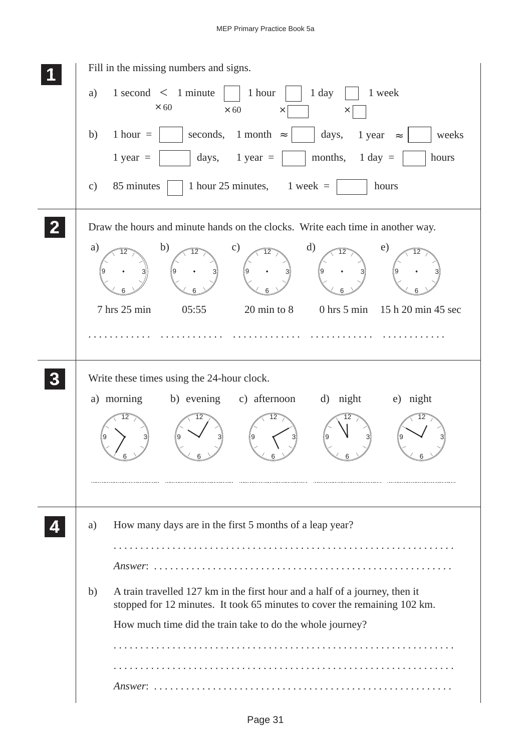**1** Fill in the missing numbers and signs.

a) 1 second $<$ 1 minute ☐ 1 hour ☐ 1 day ☐ 1 week

$\times 60$ $\times 60$ $\times$ ☐ $\times$ ☐

b) 1 hour = ☐ seconds, 1 month $\approx$ ☐ days, 1 year $\approx$ ☐ weeks

1 year = ☐ days, 1 year = ☐ months, 1 day = ☐ hours

c) 85 minutes ☐ 1 hour 25 minutes, 1 week = ☐ hours

---

**2** Draw the hours and minute hands on the clocks. Write each time in another way.

| a) | b) | c) | d) | e) |
|---|---|---|---|---|
| 7 hrs 25 min | 05:55 | 20 min to 8 | 0 hrs 5 min | 15 h 20 min 45 sec |
| ............ | ............ | ............ | ............ | ............ |

---

**3** Write these times using the 24-hour clock.

a) morning b) evening c) afternoon d) night e) night

............ ............ ............ ............ ............

---

**4**

a) How many days are in the first 5 months of a leap year?

..................................................................

*Answer*: ........................................................

b) A train travelled 127 km in the first hour and a half of a journey, then it stopped for 12 minutes. It took 65 minutes to cover the remaining 102 km.

How much time did the train take to do the whole journey?

..................................................................

..................................................................

*Answer*: ........................................................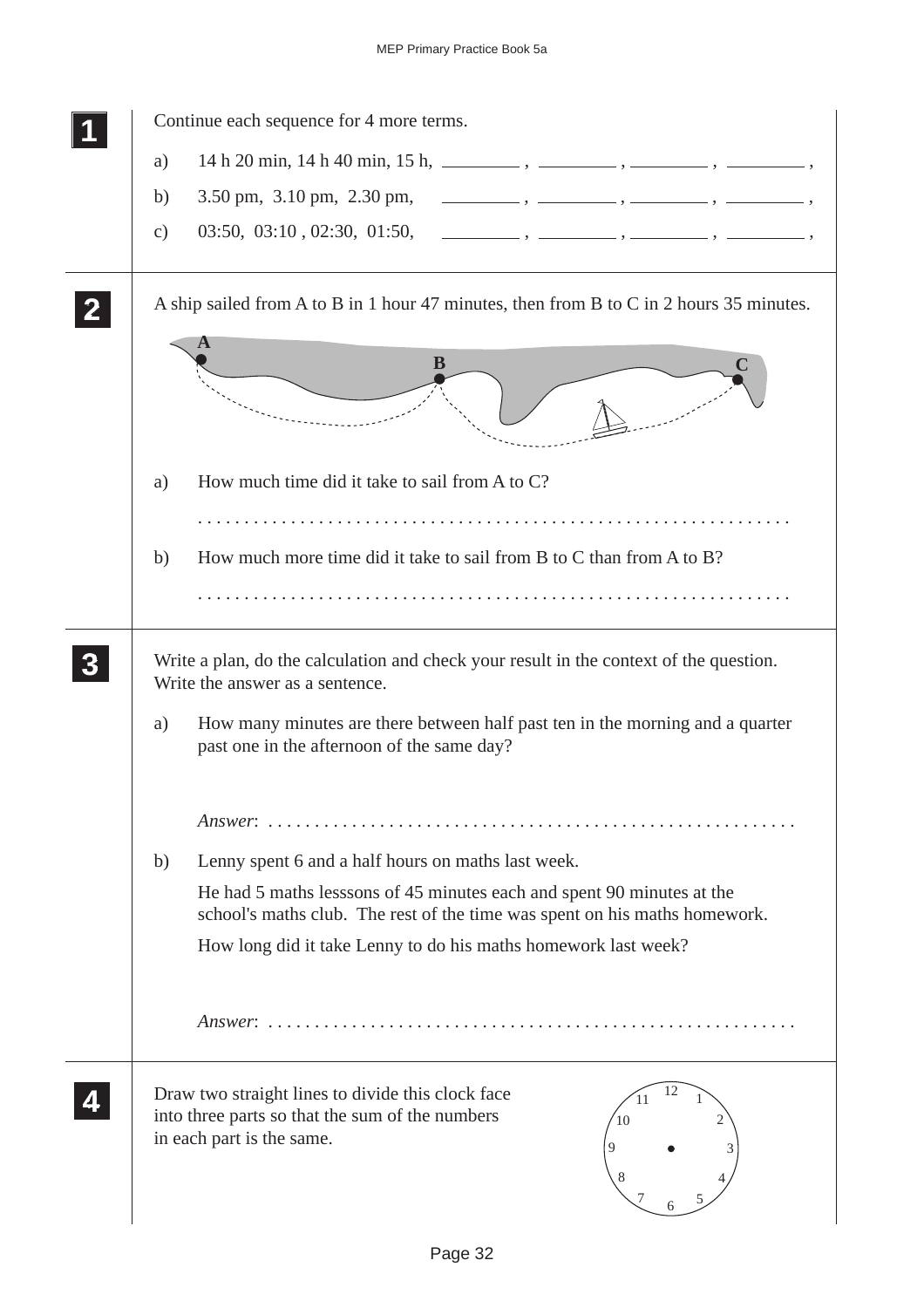**1**

Continue each sequence for 4 more terms.

a) 14 h 20 min, 14 h 40 min, 15 h, ________ , ________ , ________ , ________ ,

b) 3.50 pm, 3.10 pm, 2.30 pm, ________ , ________ , ________ , ________ ,

c) 03:50, 03:10 , 02:30, 01:50, ________ , ________ , ________ , ________ ,

**2**

A ship sailed from A to B in 1 hour 47 minutes, then from B to C in 2 hours 35 minutes.

a) How much time did it take to sail from A to C?

. . . . . . . . . . . . . . . . . . . . . . . . . . . . . . . . . . . . . . . . . . . . . . . . . . . . . . . . . . . . . . . .

b) How much more time did it take to sail from B to C than from A to B?

. . . . . . . . . . . . . . . . . . . . . . . . . . . . . . . . . . . . . . . . . . . . . . . . . . . . . . . . . . . . . . . .

**3**

Write a plan, do the calculation and check your result in the context of the question. Write the answer as a sentence.

a) How many minutes are there between half past ten in the morning and a quarter past one in the afternoon of the same day?

*Answer*: . . . . . . . . . . . . . . . . . . . . . . . . . . . . . . . . . . . . . . . . . . . . . . . . . . . . . . . .

b) Lenny spent 6 and a half hours on maths last week.

He had 5 maths lesssons of 45 minutes each and spent 90 minutes at the school's maths club. The rest of the time was spent on his maths homework.

How long did it take Lenny to do his maths homework last week?

*Answer*: . . . . . . . . . . . . . . . . . . . . . . . . . . . . . . . . . . . . . . . . . . . . . . . . . . . . . . . .

**4**

Draw two straight lines to divide this clock face into three parts so that the sum of the numbers in each part is the same.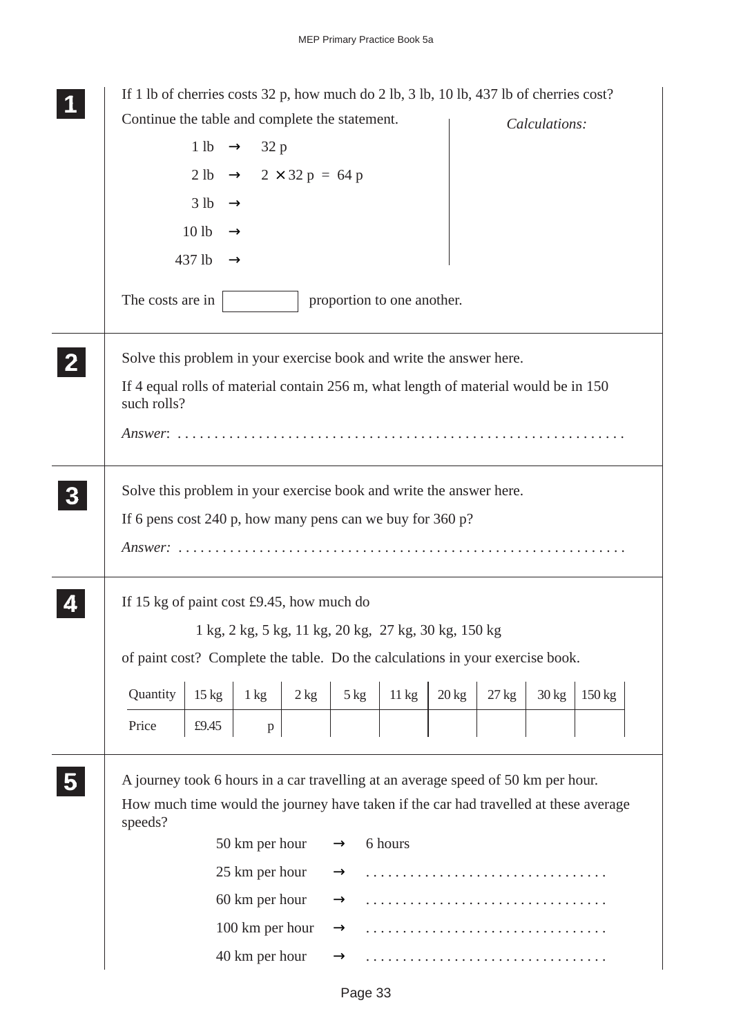**1**

If 1 lb of cherries costs 32 p, how much do 2 lb, 3 lb, 10 lb, 437 lb of cherries cost?

Continue the table and complete the statement.

*Calculations:*

1 lb → 32 p

2 lb → $2 \times 32$ p = 64 p

3 lb →

10 lb →

437 lb →

The costs are in [ ] proportion to one another.

**2**

Solve this problem in your exercise book and write the answer here.

If 4 equal rolls of material contain 256 m, what length of material would be in 150 such rolls?

*Answer*: . . . . . . . . . . . . . . . . . . . . . . . . . . . . . . . . . . . . . . . . . . . . . . . . . . . . . . . . . . . .

**3**

Solve this problem in your exercise book and write the answer here.

If 6 pens cost 240 p, how many pens can we buy for 360 p?

*Answer:* . . . . . . . . . . . . . . . . . . . . . . . . . . . . . . . . . . . . . . . . . . . . . . . . . . . . . . . . . . . .

**4**

If 15 kg of paint cost £9.45, how much do

1 kg, 2 kg, 5 kg, 11 kg, 20 kg, 27 kg, 30 kg, 150 kg

of paint cost? Complete the table. Do the calculations in your exercise book.

| Quantity | 15 kg | 1 kg | 2 kg | 5 kg | 11 kg | 20 kg | 27 kg | 30 kg | 150 kg |
|---|---|---|---|---|---|---|---|---|---|
| Price | £9.45 | p | | | | | | | |

**5**

A journey took 6 hours in a car travelling at an average speed of 50 km per hour.

How much time would the journey have taken if the car had travelled at these average speeds?

50 km per hour → 6 hours

25 km per hour → . . . . . . . . . . . . . . . . . . . . . . . . . . . . . . . .

60 km per hour → . . . . . . . . . . . . . . . . . . . . . . . . . . . . . . . .

100 km per hour → . . . . . . . . . . . . . . . . . . . . . . . . . . . . . . . .

40 km per hour → . . . . . . . . . . . . . . . . . . . . . . . . . . . . . . . .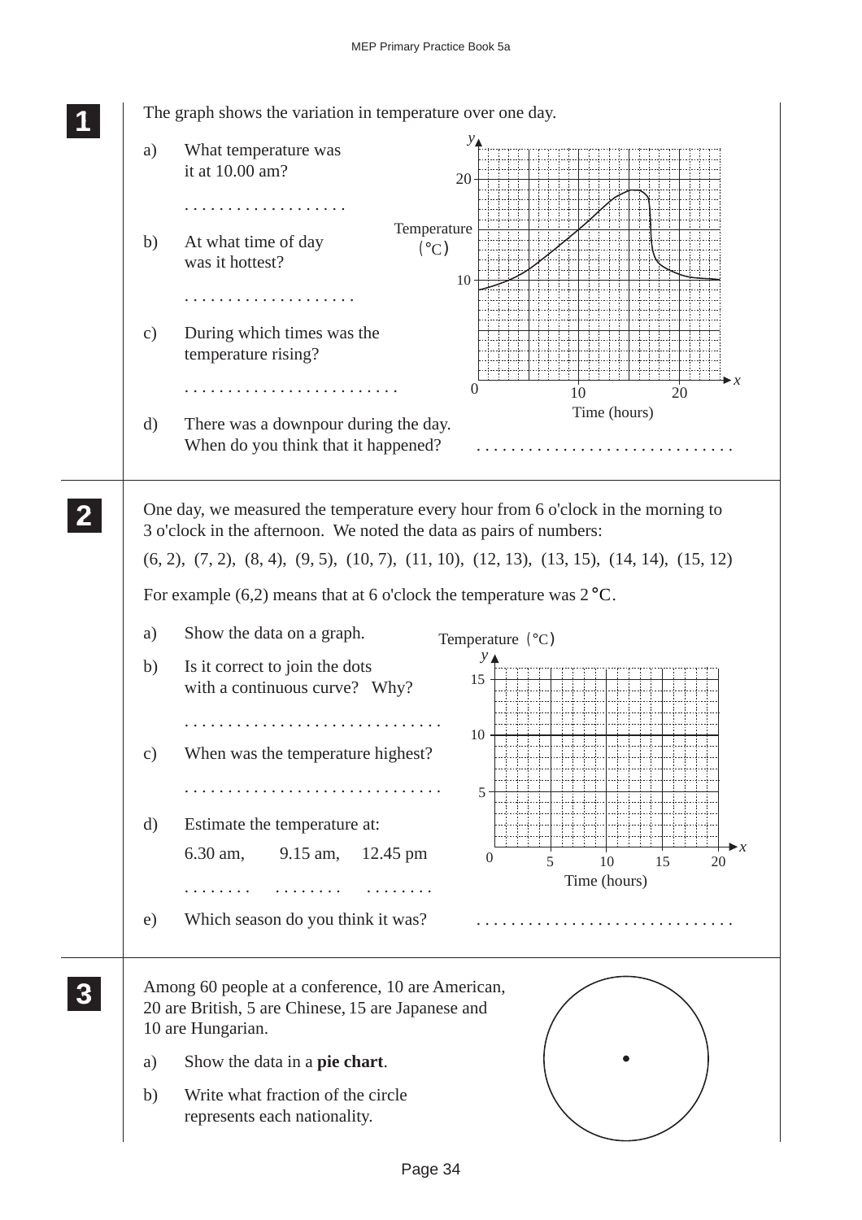**1**

The graph shows the variation in temperature over one day.

a) What temperature was it at 10.00 am?

. . . . . . . . . . . . . . . . . . .

b) At what time of day was it hottest?

. . . . . . . . . . . . . . . . . . . .

c) During which times was the temperature rising?

. . . . . . . . . . . . . . . . . . . . . . . . .

d) There was a downpour during the day. When do you think that it happened? . . . . . . . . . . . . . . . . . . . . . . . . . . . . . .

**2**

One day, we measured the temperature every hour from 6 o'clock in the morning to 3 o'clock in the afternoon. We noted the data as pairs of numbers:

(6, 2), (7, 2), (8, 4), (9, 5), (10, 7), (11, 10), (12, 13), (13, 15), (14, 14), (15, 12)

For example (6,2) means that at 6 o'clock the temperature was 2 °C.

a) Show the data on a graph.

b) Is it correct to join the dots with a continuous curve? Why?

. . . . . . . . . . . . . . . . . . . . . . . . . . . . . .

c) When was the temperature highest?

. . . . . . . . . . . . . . . . . . . . . . . . . . . . . .

d) Estimate the temperature at:

6.30 am, 9.15 am, 12.45 pm

. . . . . . . . . . . . . . . . . . . . . . . .

e) Which season do you think it was? . . . . . . . . . . . . . . . . . . . . . . . . . . . . . .

**3**

Among 60 people at a conference, 10 are American, 20 are British, 5 are Chinese, 15 are Japanese and 10 are Hungarian.

a) Show the data in a **pie chart**.

b) Write what fraction of the circle represents each nationality.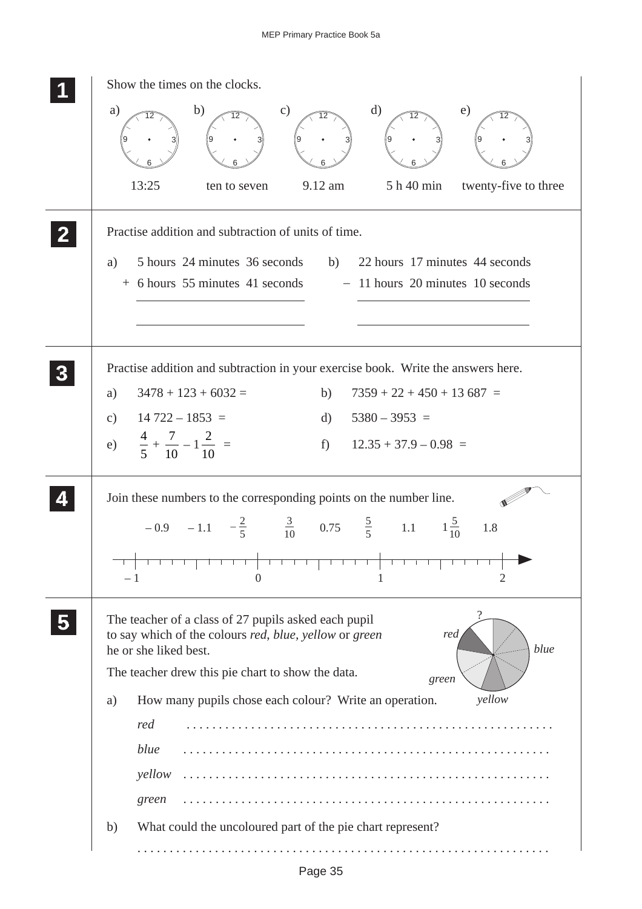**1** Show the times on the clocks.

a) 13:25 b) ten to seven c) 9.12 am d) 5 h 40 min e) twenty-five to three

**2** Practise addition and subtraction of units of time.

a)
  5 hours 24 minutes 36 seconds
+ 6 hours 55 minutes 41 seconds

b)
  22 hours 17 minutes 44 seconds
– 11 hours 20 minutes 10 seconds

**3** Practise addition and subtraction in your exercise book. Write the answers here.

a) $3478 + 123 + 6032 =$

b) $7359 + 22 + 450 + 13\,687 =$

c) $14\,722 - 1853 =$

d) $5380 - 3953 =$

e) $\frac{4}{5} + \frac{7}{10} - 1\frac{2}{10} =$

f) $12.35 + 37.9 - 0.98 =$

**4** Join these numbers to the corresponding points on the number line.

$-0.9$  $-1.1$  $-\frac{2}{5}$  $\frac{3}{10}$  $0.75$  $\frac{5}{5}$  $1.1$  $1\frac{5}{10}$  $1.8$

–1  0  1  2

**5** The teacher of a class of 27 pupils asked each pupil to say which of the colours *red*, *blue*, *yellow* or *green* he or she liked best.

The teacher drew this pie chart to show the data.

a) How many pupils chose each colour? Write an operation.

*red* . . . . . . . . . . . . . . . . . . . . . . . . . . . . . . . . . . . .

*blue* . . . . . . . . . . . . . . . . . . . . . . . . . . . . . . . . . . . .

*yellow* . . . . . . . . . . . . . . . . . . . . . . . . . . . . . . . . . . . .

*green* . . . . . . . . . . . . . . . . . . . . . . . . . . . . . . . . . . . .

b) What could the uncoloured part of the pie chart represent?

. . . . . . . . . . . . . . . . . . . . . . . . . . . . . . . . . . . . . . . .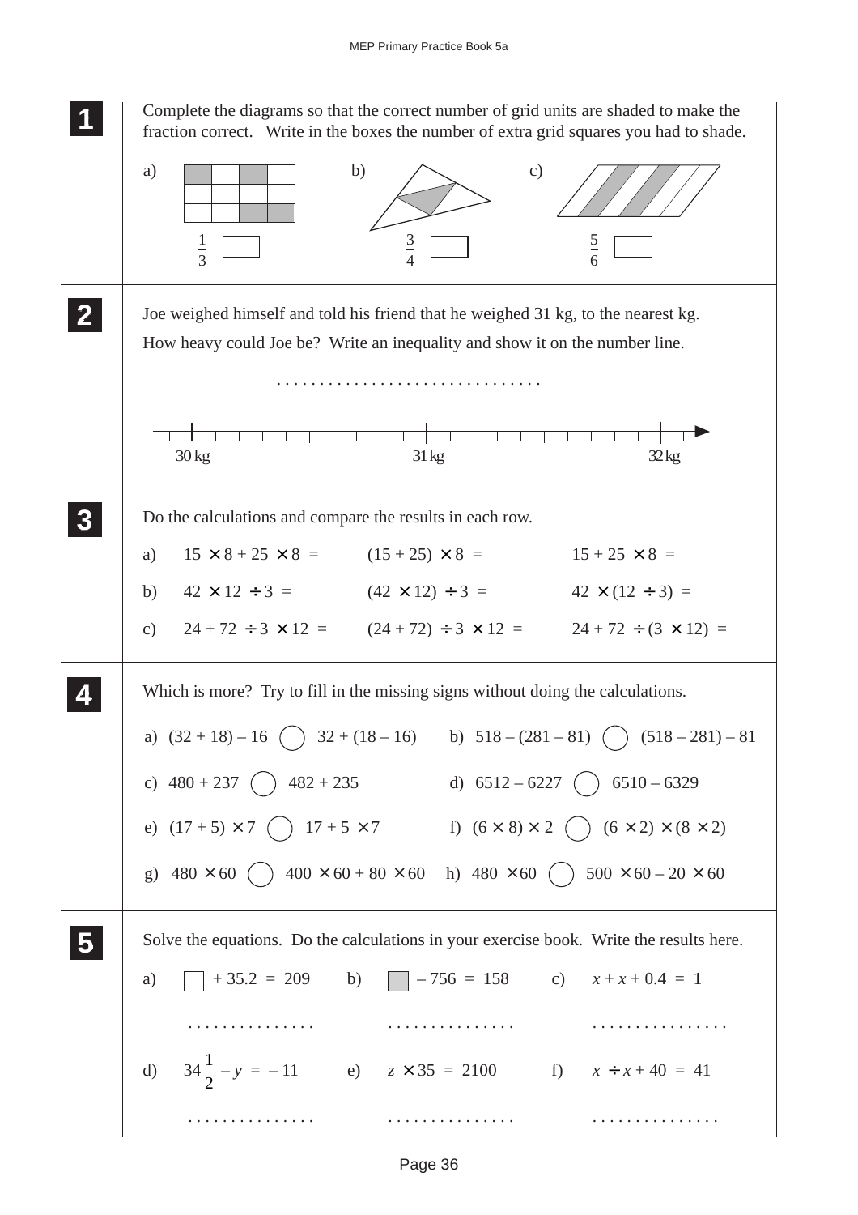**1** Complete the diagrams so that the correct number of grid units are shaded to make the fraction correct. Write in the boxes the number of extra grid squares you had to shade.

a) $\frac{1}{3}$ ☐  b) $\frac{3}{4}$ ☐  c) $\frac{5}{6}$ ☐

**2** Joe weighed himself and told his friend that he weighed 31 kg, to the nearest kg.

How heavy could Joe be? Write an inequality and show it on the number line.

. . . . . . . . . . . . . . . . . . . . . . . . . . . . . .

30 kg   31 kg   32 kg

**3** Do the calculations and compare the results in each row.

a) $15 \times 8 + 25 \times 8 =$   $(15 + 25) \times 8 =$   $15 + 25 \times 8 =$

b) $42 \times 12 \div 3 =$   $(42 \times 12) \div 3 =$   $42 \times (12 \div 3) =$

c) $24 + 72 \div 3 \times 12 =$   $(24 + 72) \div 3 \times 12 =$   $24 + 72 \div (3 \times 12) =$

**4** Which is more? Try to fill in the missing signs without doing the calculations.

a) $(32 + 18) - 16$ ◯ $32 + (18 - 16)$   b) $518 - (281 - 81)$ ◯ $(518 - 281) - 81$

c) $480 + 237$ ◯ $482 + 235$   d) $6512 - 6227$ ◯ $6510 - 6329$

e) $(17 + 5) \times 7$ ◯ $17 + 5 \times 7$   f) $(6 \times 8) \times 2$ ◯ $(6 \times 2) \times (8 \times 2)$

g) $480 \times 60$ ◯ $400 \times 60 + 80 \times 60$   h) $480 \times 60$ ◯ $500 \times 60 - 20 \times 60$

**5** Solve the equations. Do the calculations in your exercise book. Write the results here.

a) $\square + 35.2 = 209$   b) $\square - 756 = 158$   c) $x + x + 0.4 = 1$

. . . . . . . . . . . . . . .   . . . . . . . . . . . . . . .   . . . . . . . . . . . . . . .

d) $34\frac{1}{2} - y = -11$   e) $z \times 35 = 2100$   f) $x \div x + 40 = 41$

. . . . . . . . . . . . . . .   . . . . . . . . . . . . . . .   . . . . . . . . . . . . . . .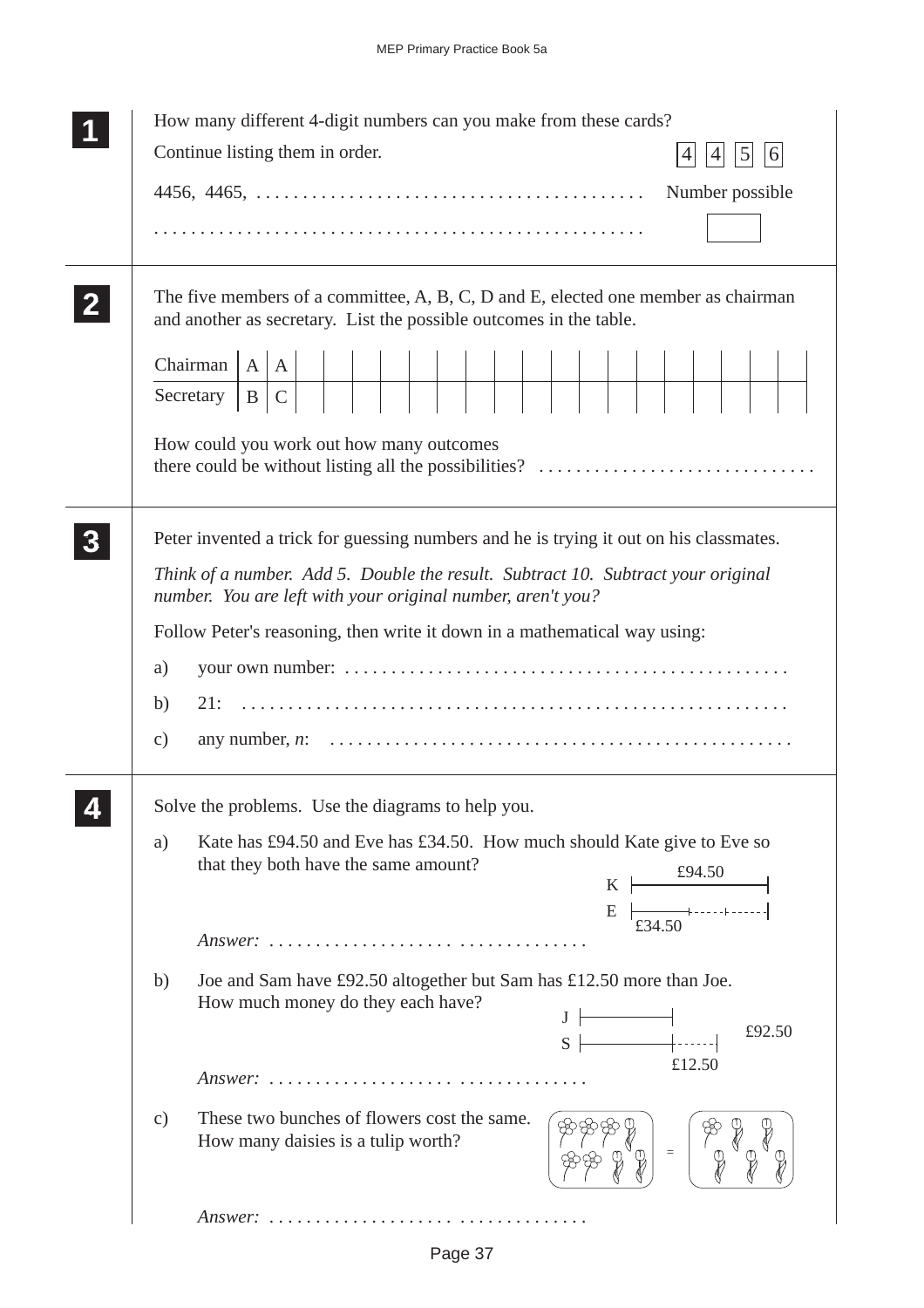**1**

How many different 4-digit numbers can you make from these cards?

Continue listing them in order.

| 4 | 4 | 5 | 6 |
|---|---|---|---|

4456, 4465, ..........................................

..................................................... Number possible

**2**

The five members of a committee, A, B, C, D and E, elected one member as chairman and another as secretary. List the possible outcomes in the table.

| Chairman | A | A | | | | | | | | | | | | | | | | | | |
|---|---|---|---|---|---|---|---|---|---|---|---|---|---|---|---|---|---|---|---|---|
| Secretary | B | C | | | | | | | | | | | | | | | | | | |

How could you work out how many outcomes there could be without listing all the possibilities? ..............................

**3**

Peter invented a trick for guessing numbers and he is trying it out on his classmates.

*Think of a number. Add 5. Double the result. Subtract 10. Subtract your original number. You are left with your original number, aren't you?*

Follow Peter's reasoning, then write it down in a mathematical way using:

a) your own number: ................................................

b) 21: ..........................................................

c) any number, $n$: ..................................................

**4**

Solve the problems. Use the diagrams to help you.

a) Kate has £94.50 and Eve has £34.50. How much should Kate give to Eve so that they both have the same amount?

K: £94.50
E: £34.50

*Answer:* ...................................................

b) Joe and Sam have £92.50 altogether but Sam has £12.50 more than Joe. How much money do they each have?

J, S: £92.50; £12.50

*Answer:* ...................................................

c) These two bunches of flowers cost the same. How many daisies is a tulip worth?

5 daisies + 3 tulips = 1 daisy + 5 tulips

*Answer:* ...................................................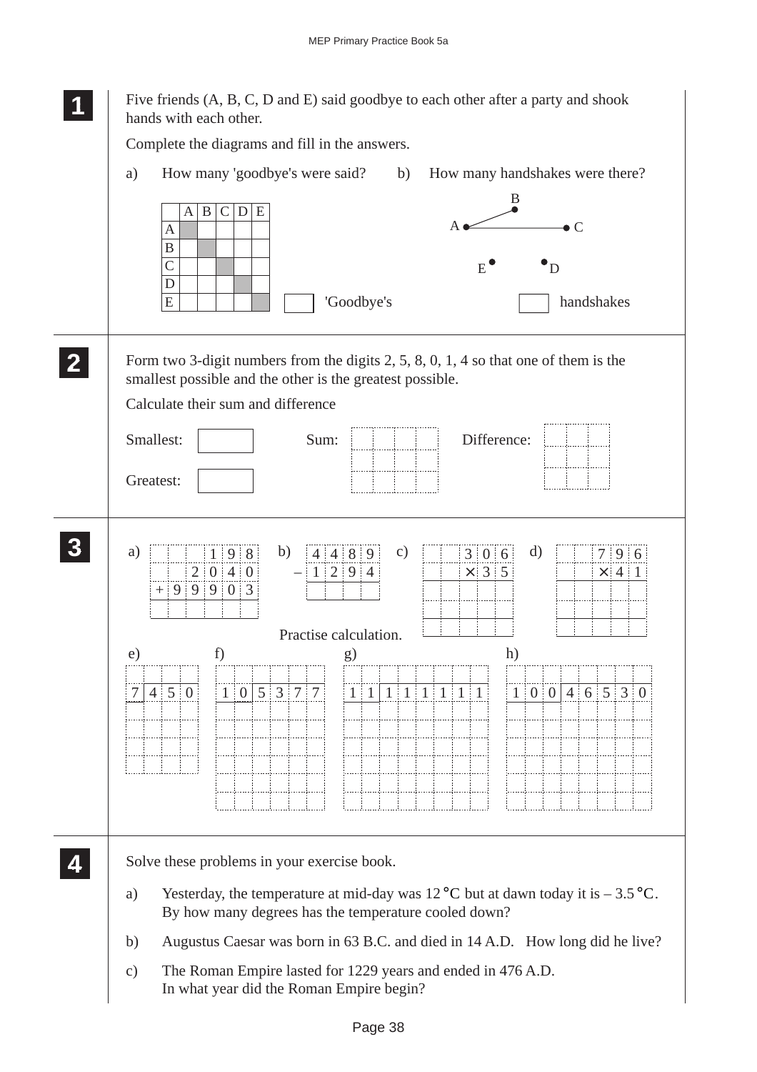## 1

Five friends (A, B, C, D and E) said goodbye to each other after a party and shook hands with each other.

Complete the diagrams and fill in the answers.

a) How many 'goodbye's were said?

b) How many handshakes were there?

| | A | B | C | D | E |
|---|---|---|---|---|---|
| A | | | | | |
| B | | | | | |
| C | | | | | |
| D | | | | | |
| E | | | | | |

☐ 'Goodbye's

☐ handshakes

## 2

Form two 3-digit numbers from the digits 2, 5, 8, 0, 1, 4 so that one of them is the smallest possible and the other is the greatest possible.

Calculate their sum and difference

Smallest: ☐

Greatest: ☐

Sum:

Difference:

## 3

a)
```
      1 9 8
    2 0 4 0
+ 9 9 9 0 3
```

b)
```
  4 4 8 9
– 1 2 9 4
```

c)
```
  3 0 6
×   3 5
```

d)
```
  7 9 6
×   4 1
```

Practise calculation.

e) 7 | 4 5 0

f) 1 0 | 5 3 7 7

g) 1 1 | 1 1 1 1 1 1

h) 1 0 0 | 4 6 5 3 0

## 4

Solve these problems in your exercise book.

a) Yesterday, the temperature at mid-day was 12 °C but at dawn today it is – 3.5 °C. By how many degrees has the temperature cooled down?

b) Augustus Caesar was born in 63 B.C. and died in 14 A.D. How long did he live?

c) The Roman Empire lasted for 1229 years and ended in 476 A.D. In what year did the Roman Empire begin?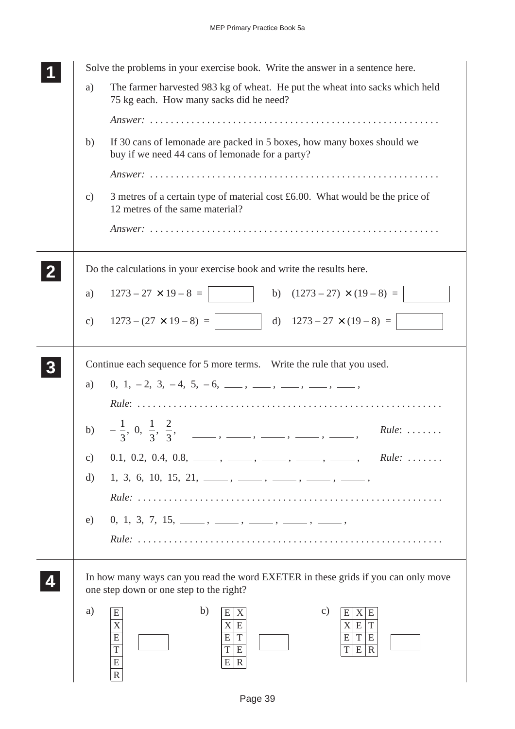**1** Solve the problems in your exercise book. Write the answer in a sentence here.

a) The farmer harvested 983 kg of wheat. He put the wheat into sacks which held 75 kg each. How many sacks did he need?

*Answer:* . . . . . . . . . . . . . . . . . . . . . . . . . . . . . . . . . . . . . . . . . . . . . . . . . . . . .

b) If 30 cans of lemonade are packed in 5 boxes, how many boxes should we buy if we need 44 cans of lemonade for a party?

*Answer:* . . . . . . . . . . . . . . . . . . . . . . . . . . . . . . . . . . . . . . . . . . . . . . . . . . . . .

c) 3 metres of a certain type of material cost £6.00. What would be the price of 12 metres of the same material?

*Answer:* . . . . . . . . . . . . . . . . . . . . . . . . . . . . . . . . . . . . . . . . . . . . . . . . . . . . .

**2** Do the calculations in your exercise book and write the results here.

a) $1273 - 27 \times 19 - 8 =$ ☐ b) $(1273 - 27) \times (19 - 8) =$ ☐

c) $1273 - (27 \times 19 - 8) =$ ☐ d) $1273 - 27 \times (19 - 8) =$ ☐

**3** Continue each sequence for 5 more terms. Write the rule that you used.

a) $0, 1, -2, 3, -4, 5, -6,$ ___ , ___ , ___ , ___ , ___ ,

*Rule*: . . . . . . . . . . . . . . . . . . . . . . . . . . . . . . . . . . . . . . . . . . . . . . . . . . . . . . . . .

b) $-\frac{1}{3}, 0, \frac{1}{3}, \frac{2}{3},$ ___ , ___ , ___ , ___ , ___ , *Rule*: . . . . . . .

c) $0.1, 0.2, 0.4, 0.8,$ ___ , ___ , ___ , ___ , ___ , *Rule:* . . . . . . .

d) $1, 3, 6, 10, 15, 21,$ ___ , ___ , ___ , ___ , ___ ,

*Rule:* . . . . . . . . . . . . . . . . . . . . . . . . . . . . . . . . . . . . . . . . . . . . . . . . . . . . . . . . .

e) $0, 1, 3, 7, 15,$ ___ , ___ , ___ , ___ , ___ ,

*Rule:* . . . . . . . . . . . . . . . . . . . . . . . . . . . . . . . . . . . . . . . . . . . . . . . . . . . . . . . . .

**4** In how many ways can you read the word EXETER in these grids if you can only move one step down or one step to the right?

a)

| E |
|---|
| X |
| E |
| T |
| E |
| R |

☐

b)

| E | X |
|---|---|
| X | E |
| E | T |
| T | E |
| E | R |

☐

c)

| E | X | E |
|---|---|---|
| X | E | T |
| E | T | E |
| T | E | R |

☐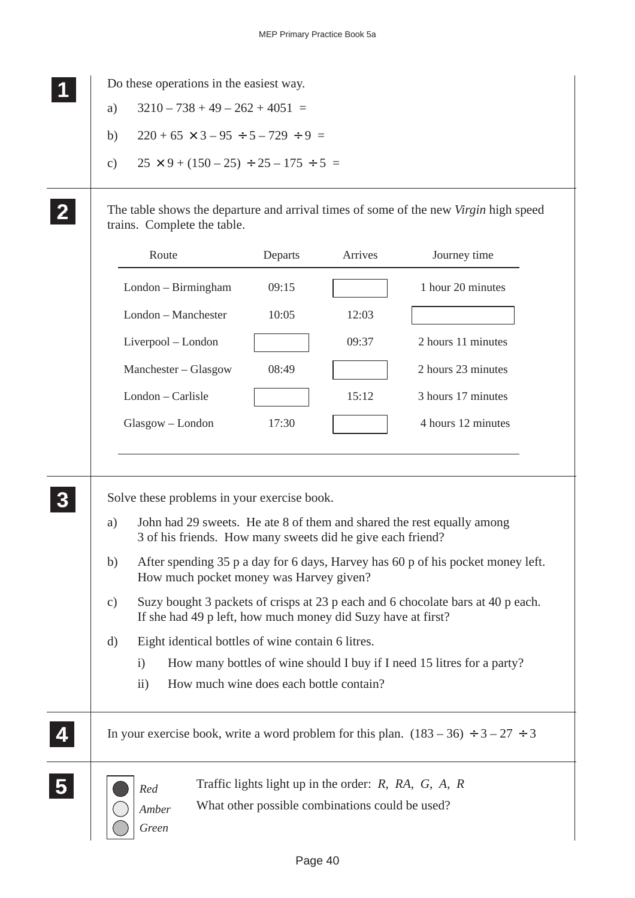**1** Do these operations in the easiest way.

a) $3210 - 738 + 49 - 262 + 4051 =$

b) $220 + 65 \times 3 - 95 \div 5 - 729 \div 9 =$

c) $25 \times 9 + (150 - 25) \div 25 - 175 \div 5 =$

**2** The table shows the departure and arrival times of some of the new *Virgin* high speed trains. Complete the table.

| Route | Departs | Arrives | Journey time |
|---|---|---|---|
| London – Birmingham | 09:15 | | 1 hour 20 minutes |
| London – Manchester | 10:05 | 12:03 | |
| Liverpool – London | | 09:37 | 2 hours 11 minutes |
| Manchester – Glasgow | 08:49 | | 2 hours 23 minutes |
| London – Carlisle | | 15:12 | 3 hours 17 minutes |
| Glasgow – London | 17:30 | | 4 hours 12 minutes |

**3** Solve these problems in your exercise book.

a) John had 29 sweets. He ate 8 of them and shared the rest equally among 3 of his friends. How many sweets did he give each friend?

b) After spending 35 p a day for 6 days, Harvey has 60 p of his pocket money left. How much pocket money was Harvey given?

c) Suzy bought 3 packets of crisps at 23 p each and 6 chocolate bars at 40 p each. If she had 49 p left, how much money did Suzy have at first?

d) Eight identical bottles of wine contain 6 litres.

   i) How many bottles of wine should I buy if I need 15 litres for a party?

   ii) How much wine does each bottle contain?

**4** In your exercise book, write a word problem for this plan. $(183 - 36) \div 3 - 27 \div 3$

**5** *Red*, *Amber*, *Green*

Traffic lights light up in the order: *R*, *RA*, *G*, *A*, *R*

What other possible combinations could be used?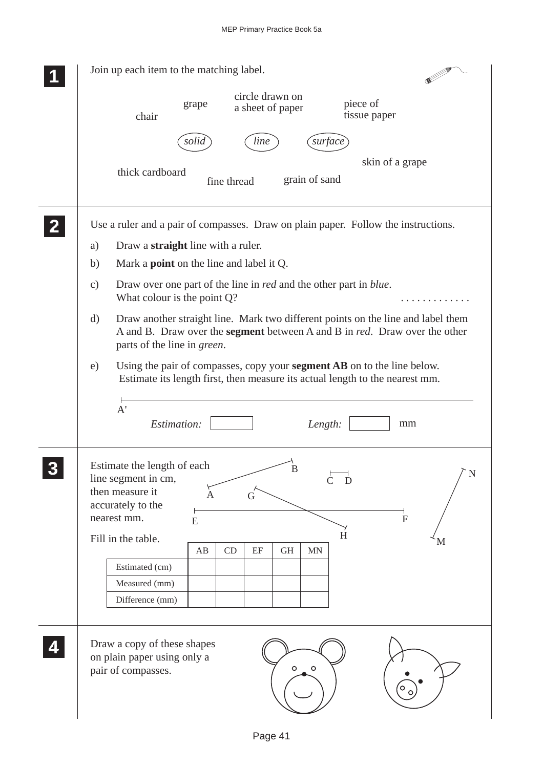**1** Join up each item to the matching label.

chair grape circle drawn on a sheet of paper piece of tissue paper

*solid* *line* *surface*

thick cardboard fine thread grain of sand skin of a grape

**2** Use a ruler and a pair of compasses. Draw on plain paper. Follow the instructions.

a) Draw a **straight** line with a ruler.

b) Mark a **point** on the line and label it Q.

c) Draw over one part of the line in *red* and the other part in *blue*.
What colour is the point Q? . . . . . . . . . . . . .

d) Draw another straight line. Mark two different points on the line and label them A and B. Draw over the **segment** between A and B in *red*. Draw over the other parts of the line in *green*.

e) Using the pair of compasses, copy your **segment AB** on to the line below.
Estimate its length first, then measure its actual length to the nearest mm.

A'

*Estimation:* ☐ *Length:* ☐ mm

**3** Estimate the length of each line segment in cm, then measure it accurately to the nearest mm.

Fill in the table.

| | AB | CD | EF | GH | MN |
|---|---|---|---|---|---|
| Estimated (cm) | | | | | |
| Measured (mm) | | | | | |
| Difference (mm) | | | | | |

**4** Draw a copy of these shapes on plain paper using only a pair of compasses.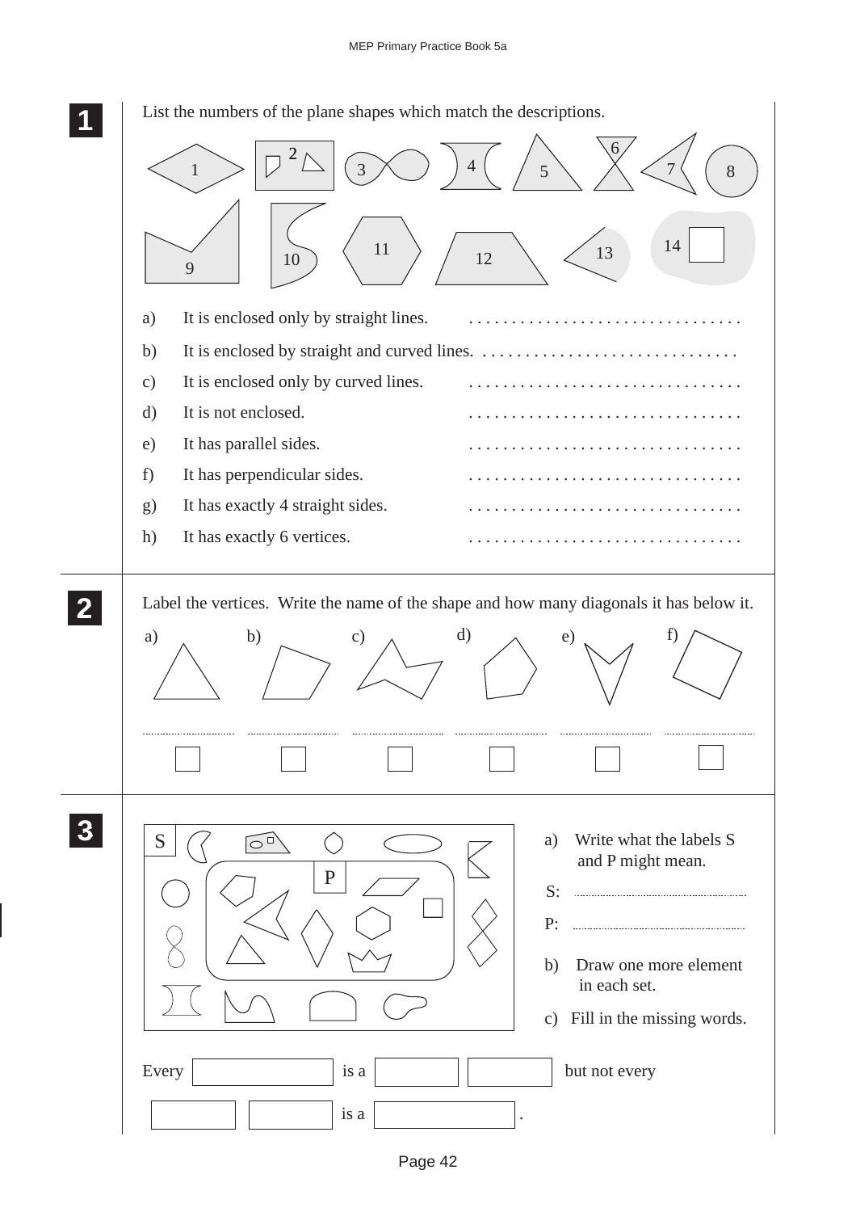**1** List the numbers of the plane shapes which match the descriptions.

1 2 3 4 5 6 7 8

9 10 11 12 13 14

a) It is enclosed only by straight lines. . . . . . . . . . . . . . . . . . . . . . . . . . . . . . . .

b) It is enclosed by straight and curved lines. . . . . . . . . . . . . . . . . . . . . . . . . . . . . .

c) It is enclosed only by curved lines. . . . . . . . . . . . . . . . . . . . . . . . . . . . . . . .

d) It is not enclosed. . . . . . . . . . . . . . . . . . . . . . . . . . . . . . . .

e) It has parallel sides. . . . . . . . . . . . . . . . . . . . . . . . . . . . . . . .

f) It has perpendicular sides. . . . . . . . . . . . . . . . . . . . . . . . . . . . . . . .

g) It has exactly 4 straight sides. . . . . . . . . . . . . . . . . . . . . . . . . . . . . . . .

h) It has exactly 6 vertices. . . . . . . . . . . . . . . . . . . . . . . . . . . . . . . .

**2** Label the vertices. Write the name of the shape and how many diagonals it has below it.

a) b) c) d) e) f)

.................... .................... .................... .................... .................... ....................

☐ ☐ ☐ ☐ ☐ ☐

**3**

S

P

a) Write what the labels S and P might mean.

S: ..............................

P: ..............................

b) Draw one more element in each set.

c) Fill in the missing words.

Every ☐ is a ☐ ☐ but not every ☐ ☐ is a ☐.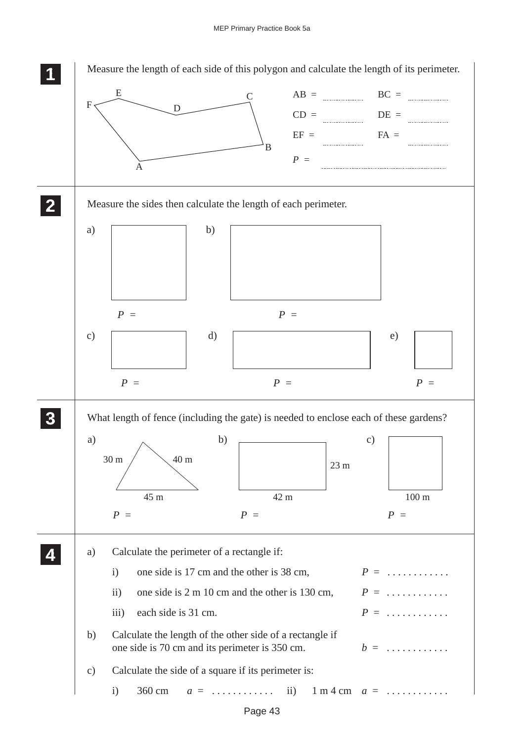**1** Measure the length of each side of this polygon and calculate the length of its perimeter.

AB = .................. BC = ..................

CD = .................. DE = ..................

EF = .................. FA = ..................

$P$ = ....................................................

**2** Measure the sides then calculate the length of each perimeter.

a) $P$ =

b) $P$ =

c) $P$ =

d) $P$ =

e) $P$ =

**3** What length of fence (including the gate) is needed to enclose each of these gardens?

a) 30 m, 40 m, 45 m — $P$ =

b) 42 m, 23 m — $P$ =

c) 100 m — $P$ =

**4**

a) Calculate the perimeter of a rectangle if:

i) one side is 17 cm and the other is 38 cm, $P$ = . . . . . . . . . . . .

ii) one side is 2 m 10 cm and the other is 130 cm, $P$ = . . . . . . . . . . . .

iii) each side is 31 cm. $P$ = . . . . . . . . . . . .

b) Calculate the length of the other side of a rectangle if one side is 70 cm and its perimeter is 350 cm. $b$ = . . . . . . . . . . . .

c) Calculate the side of a square if its perimeter is:

i) 360 cm $a$ = . . . . . . . . . . . . ii) 1 m 4 cm $a$ = . . . . . . . . . . . .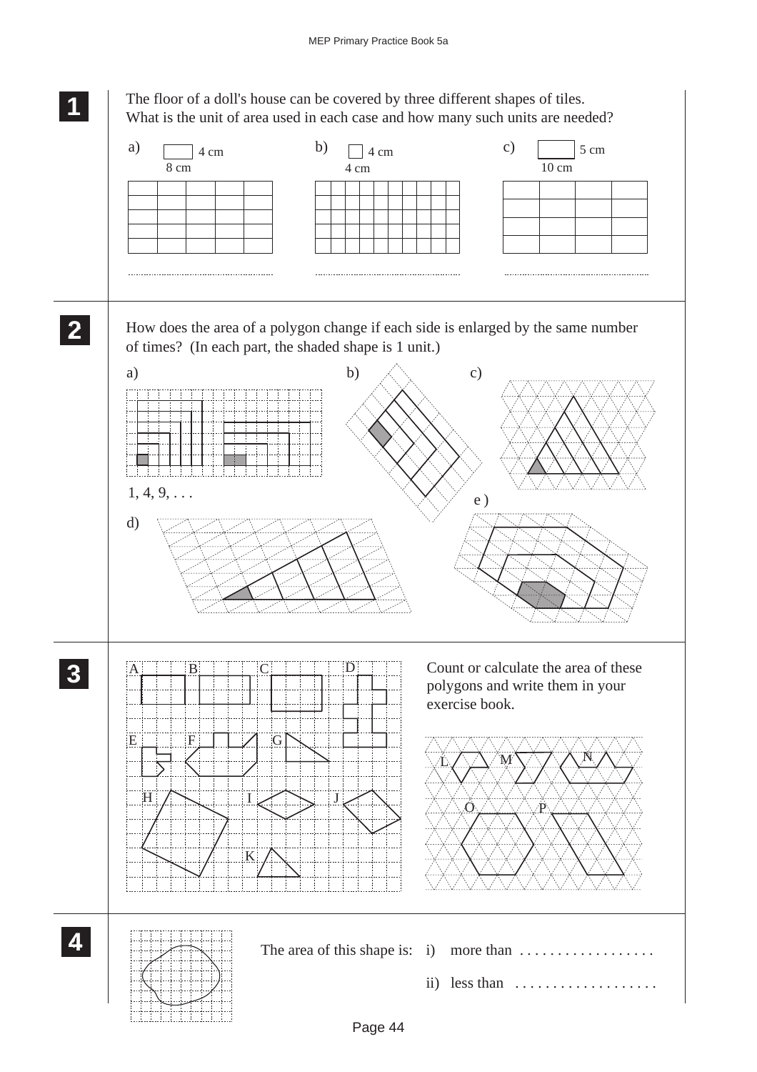**1**

The floor of a doll's house can be covered by three different shapes of tiles.
What is the unit of area used in each case and how many such units are needed?

a) 4 cm, 8 cm

b) 4 cm, 4 cm

c) 5 cm, 10 cm

.................................... .................................... ....................................

**2**

How does the area of a polygon change if each side is enlarged by the same number of times? (In each part, the shaded shape is 1 unit.)

a)

1, 4, 9, . . .

b)

c)

d)

e)

**3**

A B C D

E F G

H I J

K

Count or calculate the area of these polygons and write them in your exercise book.

L M N

O P

**4**

The area of this shape is: i) more than . . . . . . . . . . . . . . . . . .

ii) less than . . . . . . . . . . . . . . . . . . .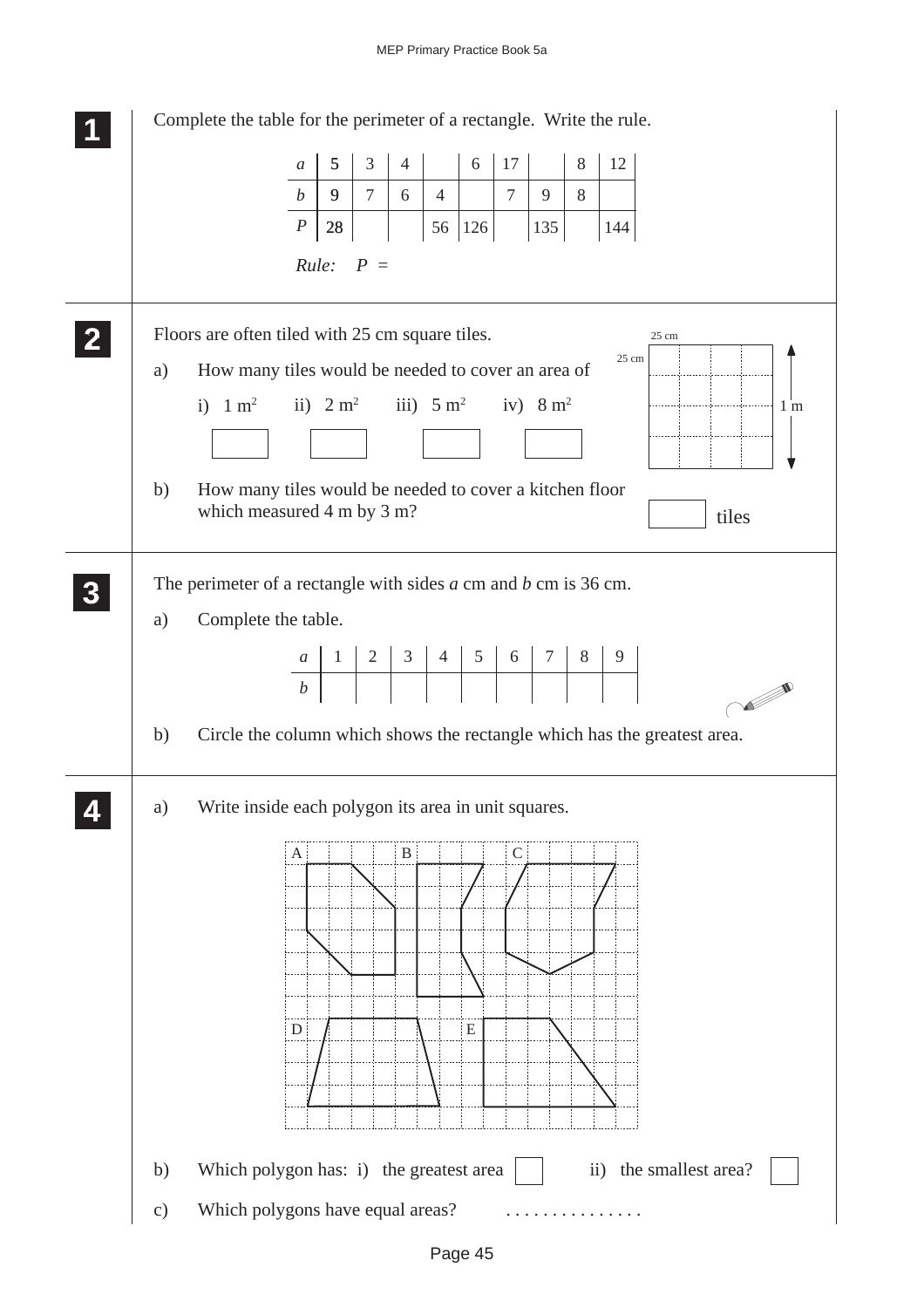**1** Complete the table for the perimeter of a rectangle. Write the rule.

| $a$ | 5 | 3 | 4 | | 6 | 17 | | 8 | 12 |
|---|---|---|---|---|---|---|---|---|---|
| $b$ | 9 | 7 | 6 | 4 | | 7 | 9 | 8 | |
| $P$ | 28 | | | 56 | 126 | | 135 | | 144 |

*Rule:* $P$ =

**2** Floors are often tiled with 25 cm square tiles.

a) How many tiles would be needed to cover an area of

i) $1\ m^2$ ii) $2\ m^2$ iii) $5\ m^2$ iv) $8\ m^2$

25 cm

25 cm

1 m

b) How many tiles would be needed to cover a kitchen floor which measured 4 m by 3 m?

tiles

**3** The perimeter of a rectangle with sides $a$ cm and $b$ cm is 36 cm.

a) Complete the table.

| $a$ | 1 | 2 | 3 | 4 | 5 | 6 | 7 | 8 | 9 |
|---|---|---|---|---|---|---|---|---|---|
| $b$ | | | | | | | | | |

b) Circle the column which shows the rectangle which has the greatest area.

**4** a) Write inside each polygon its area in unit squares.

A B C D E

b) Which polygon has: i) the greatest area ii) the smallest area?

c) Which polygons have equal areas? . . . . . . . . . . . . . . .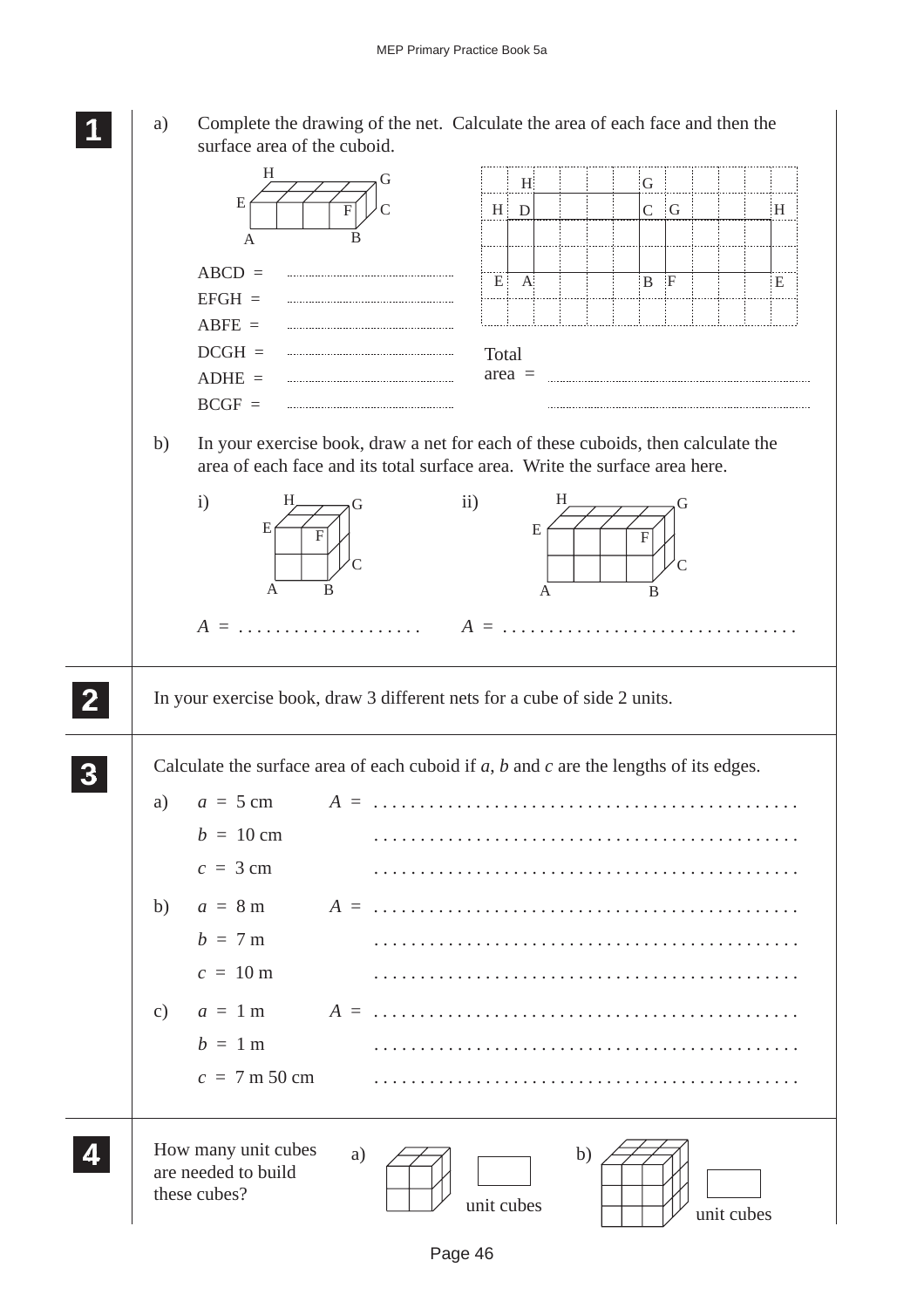**1**

a) Complete the drawing of the net. Calculate the area of each face and then the surface area of the cuboid.

ABCD = ..........

EFGH = ..........

ABFE = ..........

DCGH = ..........

ADHE = ..........

BCGF = ..........

Total area = ..........

b) In your exercise book, draw a net for each of these cuboids, then calculate the area of each face and its total surface area. Write the surface area here.

i) $A$ = ....................

ii) $A$ = ................................

**2**

In your exercise book, draw 3 different nets for a cube of side 2 units.

**3**

Calculate the surface area of each cuboid if $a$, $b$ and $c$ are the lengths of its edges.

a) $a$ = 5 cm $A$ = ..........

$b$ = 10 cm

$c$ = 3 cm

b) $a$ = 8 m $A$ = ..........

$b$ = 7 m

$c$ = 10 m

c) $a$ = 1 m $A$ = ..........

$b$ = 1 m

$c$ = 7 m 50 cm

**4**

How many unit cubes are needed to build these cubes?

a) ☐ unit cubes

b) ☐ unit cubes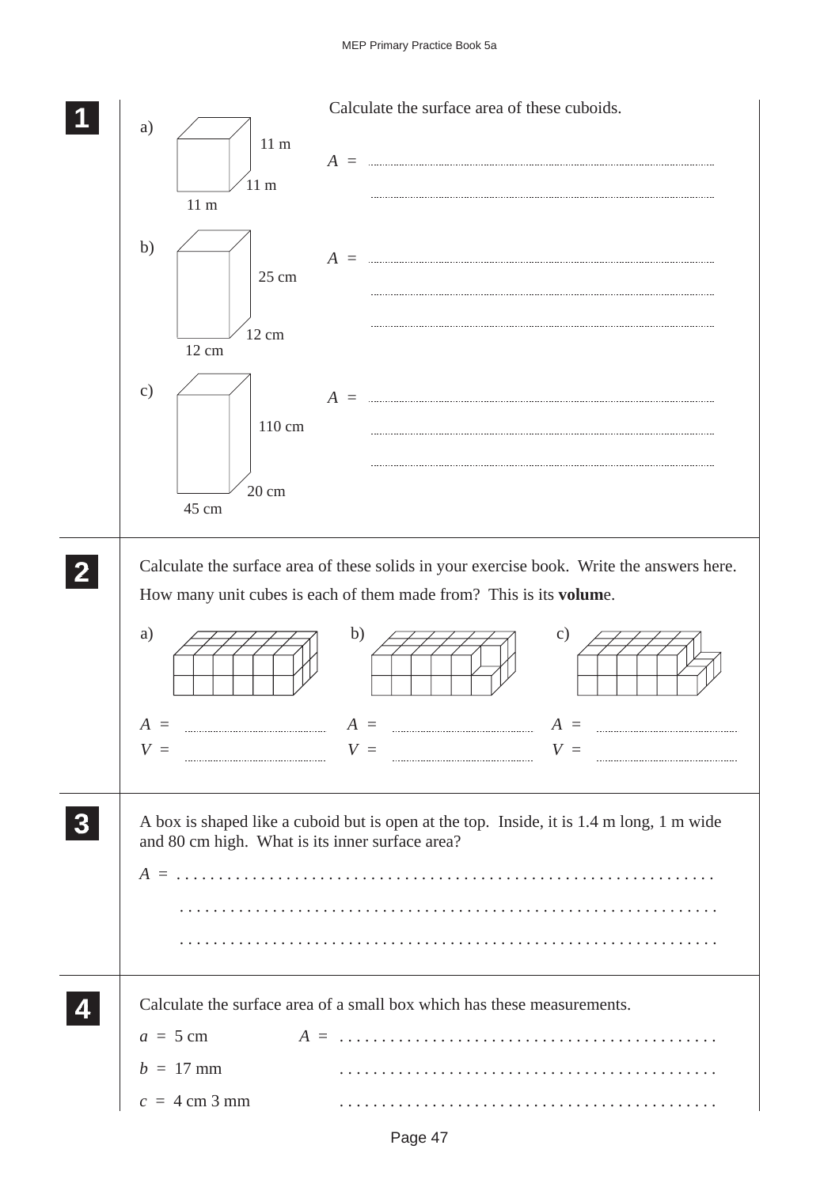**1** Calculate the surface area of these cuboids.

a) 11 m, 11 m, 11 m

$A$ = ..................................................

..................................................

b) 25 cm, 12 cm, 12 cm

$A$ = ..................................................

..................................................

..................................................

c) 110 cm, 20 cm, 45 cm

$A$ = ..................................................

..................................................

..................................................

**2** Calculate the surface area of these solids in your exercise book. Write the answers here. How many unit cubes is each of them made from? This is its **volum**e.

a)

$A$ = ....................

$V$ = ....................

b)

$A$ = ....................

$V$ = ....................

c)

$A$ = ....................

$V$ = ....................

**3** A box is shaped like a cuboid but is open at the top. Inside, it is 1.4 m long, 1 m wide and 80 cm high. What is its inner surface area?

$A$ = ..................................................

..................................................

..................................................

**4** Calculate the surface area of a small box which has these measurements.

$a$ = 5 cm

$b$ = 17 mm

$c$ = 4 cm 3 mm

$A$ = ..................................................

..................................................

..................................................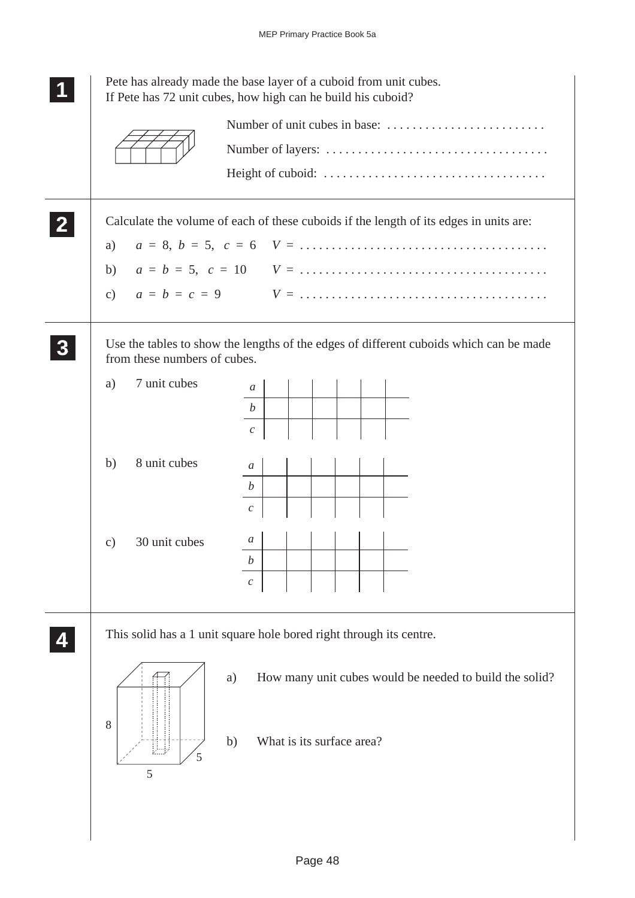**1** Pete has already made the base layer of a cuboid from unit cubes.
If Pete has 72 unit cubes, how high can he build his cuboid?

Number of unit cubes in base: . . . . . . . . . . . . . . . . . . . . . . . . .

Number of layers: . . . . . . . . . . . . . . . . . . . . . . . . . . . . . . . . . . .

Height of cuboid: . . . . . . . . . . . . . . . . . . . . . . . . . . . . . . . . . . .

**2** Calculate the volume of each of these cuboids if the length of its edges in units are:

a) $a = 8,\ b = 5,\ c = 6$ $V =$ . . . . . . . . . . . . . . . . . . . . . . . . . . . . . . . . . . . . . . .

b) $a = b = 5,\ c = 10$ $V =$ . . . . . . . . . . . . . . . . . . . . . . . . . . . . . . . . . . . . . . .

c) $a = b = c = 9$ $V =$ . . . . . . . . . . . . . . . . . . . . . . . . . . . . . . . . . . . . . . .

**3** Use the tables to show the lengths of the edges of different cuboids which can be made from these numbers of cubes.

a) 7 unit cubes

| $a$ | | | | | | |
|---|---|---|---|---|---|---|
| $b$ | | | | | | |
| $c$ | | | | | | |

b) 8 unit cubes

| $a$ | | | | | | |
|---|---|---|---|---|---|---|
| $b$ | | | | | | |
| $c$ | | | | | | |

c) 30 unit cubes

| $a$ | | | | | | |
|---|---|---|---|---|---|---|
| $b$ | | | | | | |
| $c$ | | | | | | |

**4** This solid has a 1 unit square hole bored right through its centre.

8

5 5

a) How many unit cubes would be needed to build the solid?

b) What is its surface area?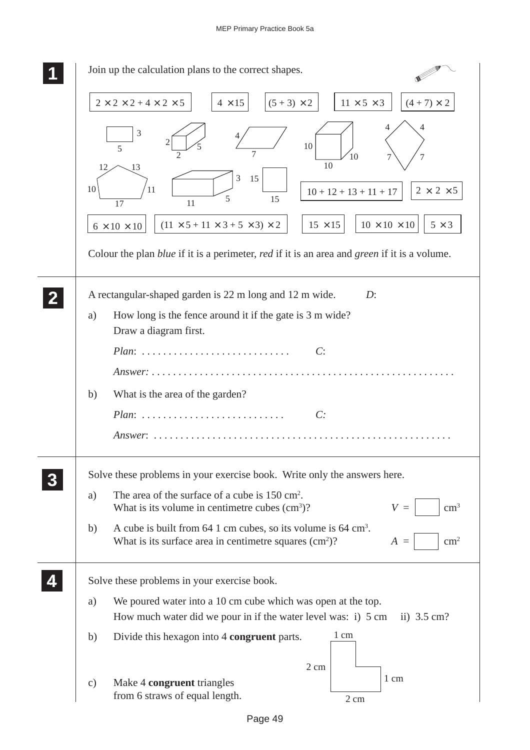**1**

Join up the calculation plans to the correct shapes.

$2 \times 2 \times 2 + 4 \times 2 \times 5$ | $4 \times 15$ | $(5 + 3) \times 2$ | $11 \times 5 \times 3$ | $(4 + 7) \times 2$

$10 + 12 + 13 + 11 + 17$ | $2 \times 2 \times 5$

$6 \times 10 \times 10$ | $(11 \times 5 + 11 \times 3 + 5 \times 3) \times 2$ | $15 \times 15$ | $10 \times 10 \times 10$ | $5 \times 3$

Colour the plan *blue* if it is a perimeter, *red* if it is an area and *green* if it is a volume.

**2**

A rectangular-shaped garden is 22 m long and 12 m wide. *D*:

a) How long is the fence around it if the gate is 3 m wide?
Draw a diagram first.

*Plan*: . . . . . . . . . . . . . . . . . . . . . . . . . . . . *C*:

*Answer:* . . . . . . . . . . . . . . . . . . . . . . . . . . . . . . . . . . . . . . . . . . . . . . . . . . . . . .

b) What is the area of the garden?

*Plan*: . . . . . . . . . . . . . . . . . . . . . . . . . . . *C:*

*Answer*: . . . . . . . . . . . . . . . . . . . . . . . . . . . . . . . . . . . . . . . . . . . . . . . . . . . . . .

**3**

Solve these problems in your exercise book. Write only the answers here.

a) The area of the surface of a cube is 150 $cm^2$.
What is its volume in centimetre cubes ($cm^3$)? $V$ = ☐ $cm^3$

b) A cube is built from 64 1 cm cubes, so its volume is 64 $cm^3$.
What is its surface area in centimetre squares ($cm^2$)? $A$ = ☐ $cm^2$

**4**

Solve these problems in your exercise book.

a) We poured water into a 10 cm cube which was open at the top.
How much water did we pour in if the water level was: i) 5 cm ii) 3.5 cm?

b) Divide this hexagon into 4 **congruent** parts.

c) Make 4 **congruent** triangles
from 6 straws of equal length.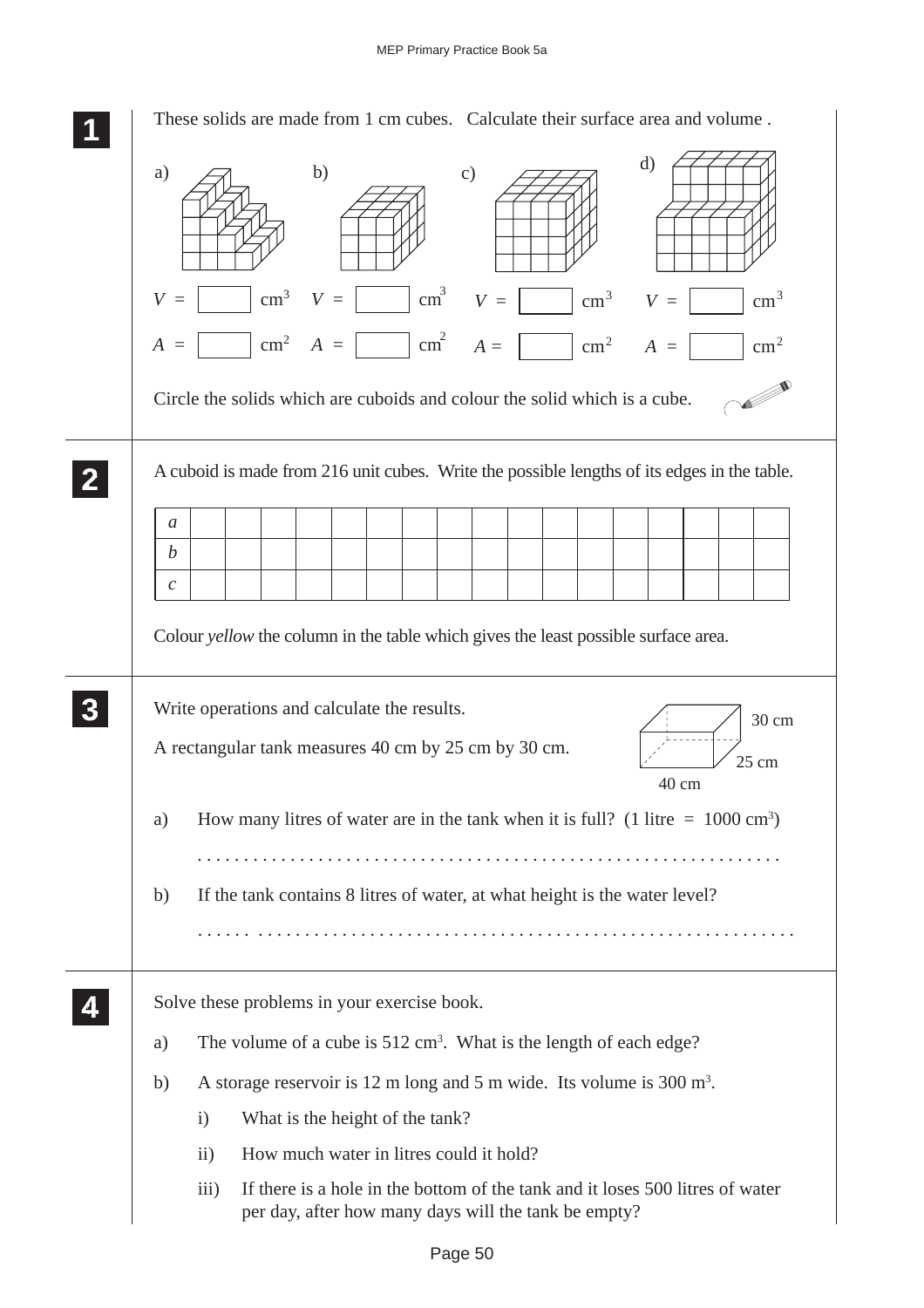**1** These solids are made from 1 cm cubes. Calculate their surface area and volume .

a) $V$ = ☐ $cm^3$ $A$ = ☐ $cm^2$

b) $V$ = ☐ $cm^3$ $A$ = ☐ $cm^2$

c) $V$ = ☐ $cm^3$ $A$ = ☐ $cm^2$

d) $V$ = ☐ $cm^3$ $A$ = ☐ $cm^2$

Circle the solids which are cuboids and colour the solid which is a cube.

**2** A cuboid is made from 216 unit cubes. Write the possible lengths of its edges in the table.

| | | | | | | | | | | | | | | | | | |
|---|---|---|---|---|---|---|---|---|---|---|---|---|---|---|---|---|---|
| $a$ | | | | | | | | | | | | | | | | | |
| $b$ | | | | | | | | | | | | | | | | | |
| $c$ | | | | | | | | | | | | | | | | | |

Colour *yellow* the column in the table which gives the least possible surface area.

**3** Write operations and calculate the results.

A rectangular tank measures 40 cm by 25 cm by 30 cm.

30 cm
25 cm
40 cm

a) How many litres of water are in the tank when it is full? (1 litre = 1000 $cm^3$)

. . . . . . . . . . . . . . . . . . . . . . . . . . . . . . . . . . . . . . . . . . . . . . . . . . . . . . . . . . . . . .

b) If the tank contains 8 litres of water, at what height is the water level?

. . . . . . . . . . . . . . . . . . . . . . . . . . . . . . . . . . . . . . . . . . . . . . . . . . . . . . . . . . . . . . .

**4** Solve these problems in your exercise book.

a) The volume of a cube is 512 $cm^3$. What is the length of each edge?

b) A storage reservoir is 12 m long and 5 m wide. Its volume is 300 $m^3$.

i) What is the height of the tank?

ii) How much water in litres could it hold?

iii) If there is a hole in the bottom of the tank and it loses 500 litres of water per day, after how many days will the tank be empty?